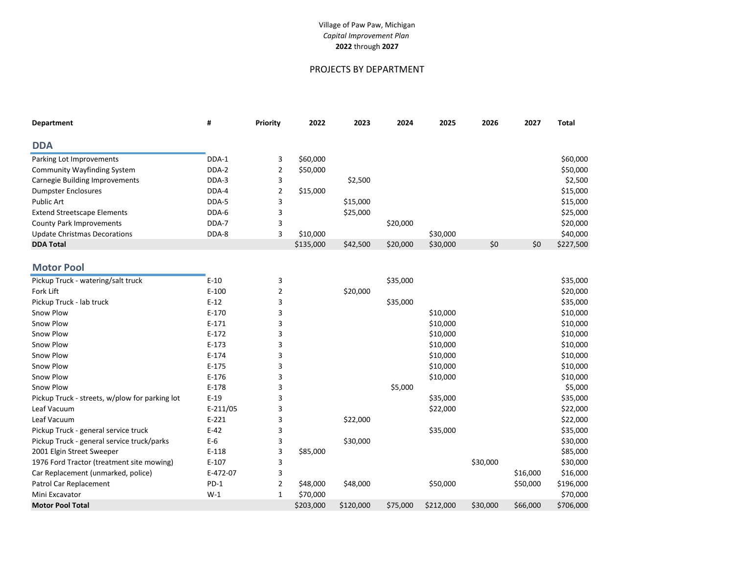Village of Paw Paw, Michigan

*Capital Improvement Plan*

**2022** through **2027**

PROJECTS BY DEPARTMENT

| Department | # | Priority | 2022 | 2023 | 2024 | 2025 | 2026 | 2027 | Total |
|---|---|---|---|---|---|---|---|---|---|
| **DDA** | | | | | | | | | |
| Parking Lot Improvements | DDA-1 | 3 | $60,000 | | | | | | $60,000 |
| Community Wayfinding System | DDA-2 | 2 | $50,000 | | | | | | $50,000 |
| Carnegie Building Improvements | DDA-3 | 3 | | $2,500 | | | | | $2,500 |
| Dumpster Enclosures | DDA-4 | 2 | $15,000 | | | | | | $15,000 |
| Public Art | DDA-5 | 3 | | $15,000 | | | | | $15,000 |
| Extend Streetscape Elements | DDA-6 | 3 | | $25,000 | | | | | $25,000 |
| County Park Improvements | DDA-7 | 3 | | | $20,000 | | | | $20,000 |
| Update Christmas Decorations | DDA-8 | 3 | $10,000 | | | $30,000 | | | $40,000 |
| **DDA Total** | | | $135,000 | $42,500 | $20,000 | $30,000 | $0 | $0 | $227,500 |
| **Motor Pool** | | | | | | | | | |
| Pickup Truck - watering/salt truck | E-10 | 3 | | | $35,000 | | | | $35,000 |
| Fork Lift | E-100 | 2 | | $20,000 | | | | | $20,000 |
| Pickup Truck - lab truck | E-12 | 3 | | | $35,000 | | | | $35,000 |
| Snow Plow | E-170 | 3 | | | | $10,000 | | | $10,000 |
| Snow Plow | E-171 | 3 | | | | $10,000 | | | $10,000 |
| Snow Plow | E-172 | 3 | | | | $10,000 | | | $10,000 |
| Snow Plow | E-173 | 3 | | | | $10,000 | | | $10,000 |
| Snow Plow | E-174 | 3 | | | | $10,000 | | | $10,000 |
| Snow Plow | E-175 | 3 | | | | $10,000 | | | $10,000 |
| Snow Plow | E-176 | 3 | | | | $10,000 | | | $10,000 |
| Snow Plow | E-178 | 3 | | | $5,000 | | | | $5,000 |
| Pickup Truck - streets, w/plow for parking lot | E-19 | 3 | | | | $35,000 | | | $35,000 |
| Leaf Vacuum | E-211/05 | 3 | | | | $22,000 | | | $22,000 |
| Leaf Vacuum | E-221 | 3 | | $22,000 | | | | | $22,000 |
| Pickup Truck - general service truck | E-42 | 3 | | | | $35,000 | | | $35,000 |
| Pickup Truck - general service truck/parks | E-6 | 3 | | $30,000 | | | | | $30,000 |
| 2001 Elgin Street Sweeper | E-118 | 3 | $85,000 | | | | | | $85,000 |
| 1976 Ford Tractor (treatment site mowing) | E-107 | 3 | | | | | $30,000 | | $30,000 |
| Car Replacement (unmarked, police) | E-472-07 | 3 | | | | | | $16,000 | $16,000 |
| Patrol Car Replacement | PD-1 | 2 | $48,000 | $48,000 | | $50,000 | | $50,000 | $196,000 |
| Mini Excavator | W-1 | 1 | $70,000 | | | | | | $70,000 |
| **Motor Pool Total** | | | $203,000 | $120,000 | $75,000 | $212,000 | $30,000 | $66,000 | $706,000 |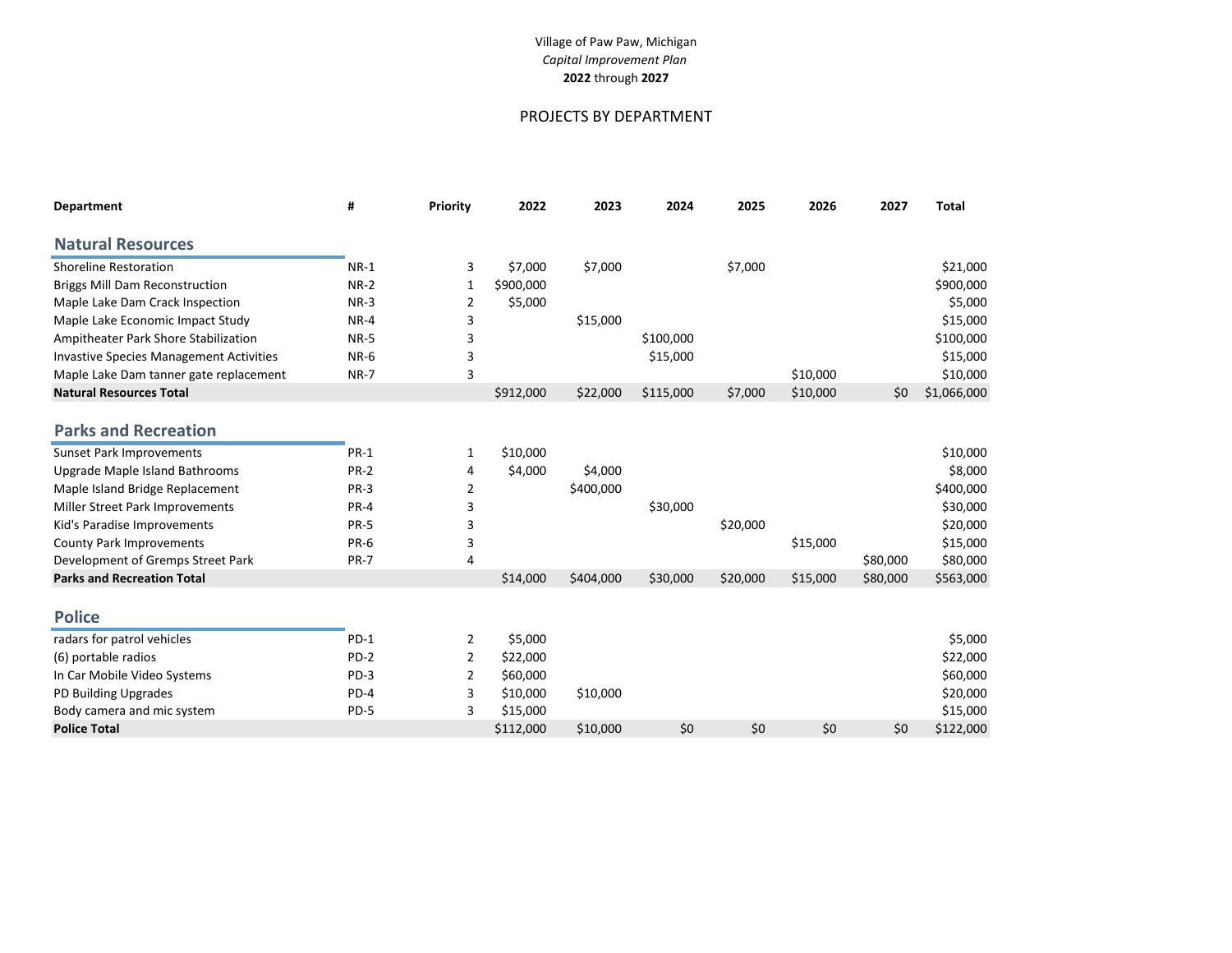Village of Paw Paw, Michigan

*Capital Improvement Plan*

**2022** through **2027**

PROJECTS BY DEPARTMENT

| Department | # | Priority | 2022 | 2023 | 2024 | 2025 | 2026 | 2027 | Total |
|---|---|---|---|---|---|---|---|---|---|
| **Natural Resources** | | | | | | | | | |
| Shoreline Restoration | NR-1 | 3 | $7,000 | $7,000 | | $7,000 | | | $21,000 |
| Briggs Mill Dam Reconstruction | NR-2 | 1 | $900,000 | | | | | | $900,000 |
| Maple Lake Dam Crack Inspection | NR-3 | 2 | $5,000 | | | | | | $5,000 |
| Maple Lake Economic Impact Study | NR-4 | 3 | | $15,000 | | | | | $15,000 |
| Ampitheater Park Shore Stabilization | NR-5 | 3 | | | $100,000 | | | | $100,000 |
| Invastive Species Management Activities | NR-6 | 3 | | | $15,000 | | | | $15,000 |
| Maple Lake Dam tanner gate replacement | NR-7 | 3 | | | | | $10,000 | | $10,000 |
| **Natural Resources Total** | | | $912,000 | $22,000 | $115,000 | $7,000 | $10,000 | $0 | $1,066,000 |
| **Parks and Recreation** | | | | | | | | | |
| Sunset Park Improvements | PR-1 | 1 | $10,000 | | | | | | $10,000 |
| Upgrade Maple Island Bathrooms | PR-2 | 4 | $4,000 | $4,000 | | | | | $8,000 |
| Maple Island Bridge Replacement | PR-3 | 2 | | $400,000 | | | | | $400,000 |
| Miller Street Park Improvements | PR-4 | 3 | | | $30,000 | | | | $30,000 |
| Kid's Paradise Improvements | PR-5 | 3 | | | | $20,000 | | | $20,000 |
| County Park Improvements | PR-6 | 3 | | | | | $15,000 | | $15,000 |
| Development of Gremps Street Park | PR-7 | 4 | | | | | | $80,000 | $80,000 |
| **Parks and Recreation Total** | | | $14,000 | $404,000 | $30,000 | $20,000 | $15,000 | $80,000 | $563,000 |
| **Police** | | | | | | | | | |
| radars for patrol vehicles | PD-1 | 2 | $5,000 | | | | | | $5,000 |
| (6) portable radios | PD-2 | 2 | $22,000 | | | | | | $22,000 |
| In Car Mobile Video Systems | PD-3 | 2 | $60,000 | | | | | | $60,000 |
| PD Building Upgrades | PD-4 | 3 | $10,000 | $10,000 | | | | | $20,000 |
| Body camera and mic system | PD-5 | 3 | $15,000 | | | | | | $15,000 |
| **Police Total** | | | $112,000 | $10,000 | $0 | $0 | $0 | $0 | $122,000 |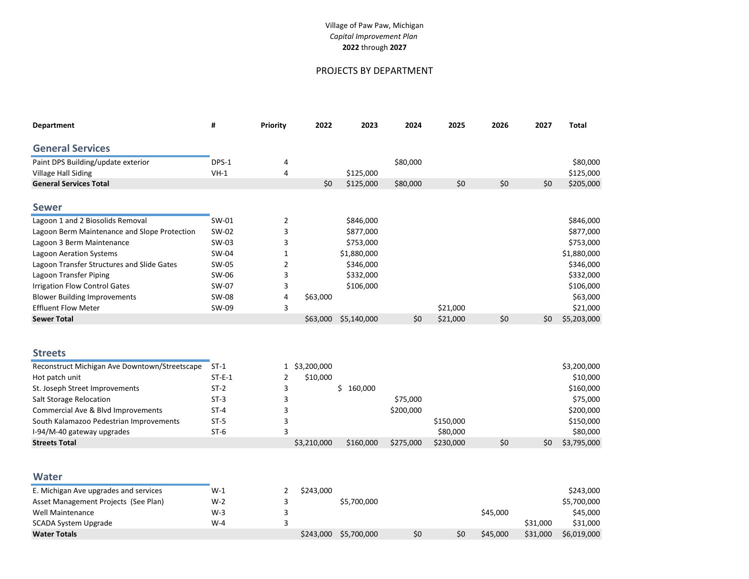Village of Paw Paw, Michigan
*Capital Improvement Plan*
**2022** through **2027**

PROJECTS BY DEPARTMENT

| Department | # | Priority | 2022 | 2023 | 2024 | 2025 | 2026 | 2027 | Total |
|---|---|---|---|---|---|---|---|---|---|
| **General Services** | | | | | | | | | |
| Paint DPS Building/update exterior | DPS-1 | 4 | | | $80,000 | | | | $80,000 |
| Village Hall Siding | VH-1 | 4 | | $125,000 | | | | | $125,000 |
| **General Services Total** | | | $0 | $125,000 | $80,000 | $0 | $0 | $0 | $205,000 |
| **Sewer** | | | | | | | | | |
| Lagoon 1 and 2 Biosolids Removal | SW-01 | 2 | | $846,000 | | | | | $846,000 |
| Lagoon Berm Maintenance and Slope Protection | SW-02 | 3 | | $877,000 | | | | | $877,000 |
| Lagoon 3 Berm Maintenance | SW-03 | 3 | | $753,000 | | | | | $753,000 |
| Lagoon Aeration Systems | SW-04 | 1 | | $1,880,000 | | | | | $1,880,000 |
| Lagoon Transfer Structures and Slide Gates | SW-05 | 2 | | $346,000 | | | | | $346,000 |
| Lagoon Transfer Piping | SW-06 | 3 | | $332,000 | | | | | $332,000 |
| Irrigation Flow Control Gates | SW-07 | 3 | | $106,000 | | | | | $106,000 |
| Blower Building Improvements | SW-08 | 4 | $63,000 | | | | | | $63,000 |
| Effluent Flow Meter | SW-09 | 3 | | | | $21,000 | | | $21,000 |
| **Sewer Total** | | | $63,000 | $5,140,000 | $0 | $21,000 | $0 | $0 | $5,203,000 |
| **Streets** | | | | | | | | | |
| Reconstruct Michigan Ave Downtown/Streetscape | ST-1 | 1 | $3,200,000 | | | | | | $3,200,000 |
| Hot patch unit | ST-E-1 | 2 | $10,000 | | | | | | $10,000 |
| St. Joseph Street Improvements | ST-2 | 3 | | $ 160,000 | | | | | $160,000 |
| Salt Storage Relocation | ST-3 | 3 | | | $75,000 | | | | $75,000 |
| Commercial Ave & Blvd Improvements | ST-4 | 3 | | | $200,000 | | | | $200,000 |
| South Kalamazoo Pedestrian Improvements | ST-5 | 3 | | | | $150,000 | | | $150,000 |
| I-94/M-40 gateway upgrades | ST-6 | 3 | | | | $80,000 | | | $80,000 |
| **Streets Total** | | | $3,210,000 | $160,000 | $275,000 | $230,000 | $0 | $0 | $3,795,000 |
| **Water** | | | | | | | | | |
| E. Michigan Ave upgrades and services | W-1 | 2 | $243,000 | | | | | | $243,000 |
| Asset Management Projects (See Plan) | W-2 | 3 | | $5,700,000 | | | | | $5,700,000 |
| Well Maintenance | W-3 | 3 | | | | | $45,000 | | $45,000 |
| SCADA System Upgrade | W-4 | 3 | | | | | | $31,000 | $31,000 |
| **Water Totals** | | | $243,000 | $5,700,000 | $0 | $0 | $45,000 | $31,000 | $6,019,000 |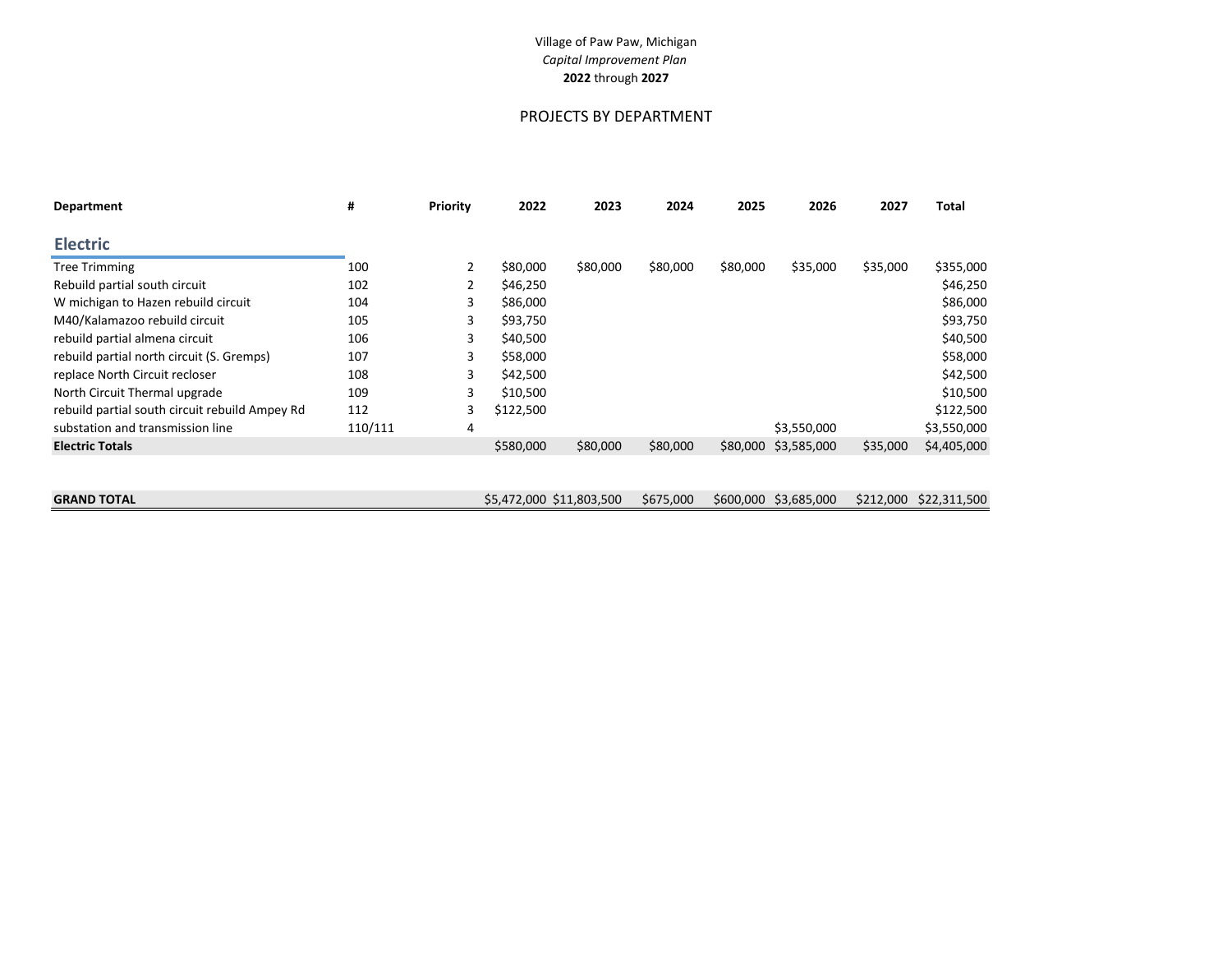Village of Paw Paw, Michigan
*Capital Improvement Plan*
**2022** through **2027**

## PROJECTS BY DEPARTMENT

| Department | # | Priority | 2022 | 2023 | 2024 | 2025 | 2026 | 2027 | Total |
|---|---|---|---|---|---|---|---|---|---|
| **Electric** | | | | | | | | | |
| Tree Trimming | 100 | 2 | $80,000 | $80,000 | $80,000 | $80,000 | $35,000 | $35,000 | $355,000 |
| Rebuild partial south circuit | 102 | 2 | $46,250 | | | | | | $46,250 |
| W michigan to Hazen rebuild circuit | 104 | 3 | $86,000 | | | | | | $86,000 |
| M40/Kalamazoo rebuild circuit | 105 | 3 | $93,750 | | | | | | $93,750 |
| rebuild partial almena circuit | 106 | 3 | $40,500 | | | | | | $40,500 |
| rebuild partial north circuit (S. Gremps) | 107 | 3 | $58,000 | | | | | | $58,000 |
| replace North Circuit recloser | 108 | 3 | $42,500 | | | | | | $42,500 |
| North Circuit Thermal upgrade | 109 | 3 | $10,500 | | | | | | $10,500 |
| rebuild partial south circuit rebuild Ampey Rd | 112 | 3 | $122,500 | | | | | | $122,500 |
| substation and transmission line | 110/111 | 4 | | | | | $3,550,000 | | $3,550,000 |
| **Electric Totals** | | | $580,000 | $80,000 | $80,000 | $80,000 | $3,585,000 | $35,000 | $4,405,000 |
| | | | | | | | | | |
| **GRAND TOTAL** | | | $5,472,000 | $11,803,500 | $675,000 | $600,000 | $3,685,000 | $212,000 | $22,311,500 |